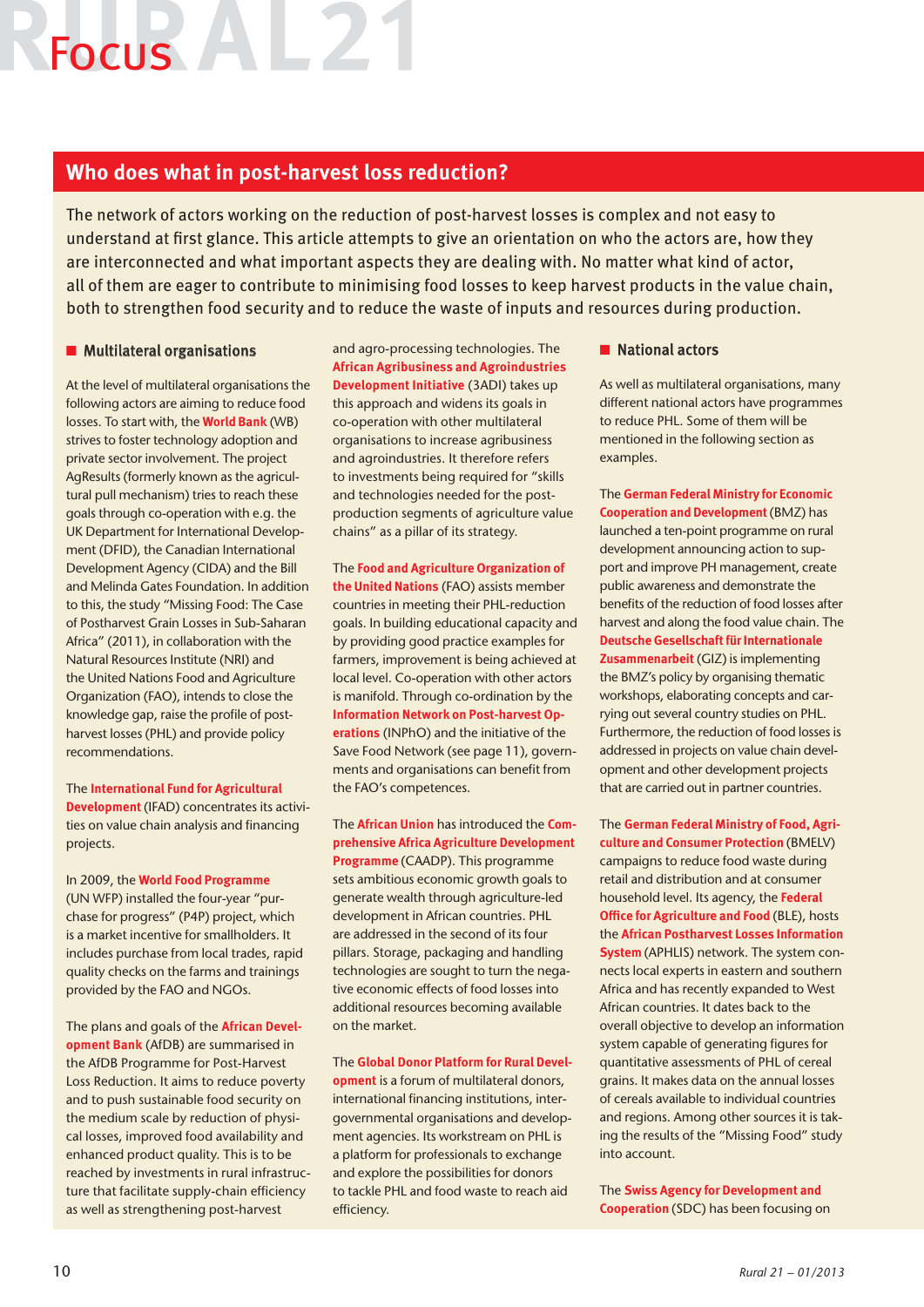# Focus

## Who does what in post-harvest loss reduction?

The network of actors working on the reduction of post-harvest losses is complex and not easy to understand at first glance. This article attempts to give an orientation on who the actors are, how they are interconnected and what important aspects they are dealing with. No matter what kind of actor, all of them are eager to contribute to minimising food losses to keep harvest products in the value chain, both to strengthen food security and to reduce the waste of inputs and resources during production.

### Multilateral organisations

At the level of multilateral organisations the following actors are aiming to reduce food losses. To start with, the **World Bank** (WB) strives to foster technology adoption and private sector involvement. The project AgResults (formerly known as the agricultural pull mechanism) tries to reach these goals through co-operation with e.g. the UK Department for International Development (DFID), the Canadian International Development Agency (CIDA) and the Bill and Melinda Gates Foundation. In addition to this, the study "Missing Food: The Case of Postharvest Grain Losses in Sub-Saharan Africa" (2011), in collaboration with the Natural Resources Institute (NRI) and the United Nations Food and Agriculture Organization (FAO), intends to close the knowledge gap, raise the profile of post-harvest losses (PHL) and provide policy recommendations.

The **International Fund for Agricultural Development** (IFAD) concentrates its activities on value chain analysis and financing projects.

In 2009, the **World Food Programme** (UN WFP) installed the four-year "purchase for progress" (P4P) project, which is a market incentive for smallholders. It includes purchase from local trades, rapid quality checks on the farms and trainings provided by the FAO and NGOs.

The plans and goals of the **African Development Bank** (AfDB) are summarised in the AfDB Programme for Post-Harvest Loss Reduction. It aims to reduce poverty and to push sustainable food security on the medium scale by reduction of physical losses, improved food availability and enhanced product quality. This is to be reached by investments in rural infrastructure that facilitate supply-chain efficiency as well as strengthening post-harvest and agro-processing technologies. The **African Agribusiness and Agroindustries Development Initiative** (3ADI) takes up this approach and widens its goals in co-operation with other multilateral organisations to increase agribusiness and agroindustries. It therefore refers to investments being required for "skills and technologies needed for the post-production segments of agriculture value chains" as a pillar of its strategy.

The **Food and Agriculture Organization of the United Nations** (FAO) assists member countries in meeting their PHL-reduction goals. In building educational capacity and by providing good practice examples for farmers, improvement is being achieved at local level. Co-operation with other actors is manifold. Through co-ordination by the **Information Network on Post-harvest Operations** (INPhO) and the initiative of the Save Food Network (see page 11), governments and organisations can benefit from the FAO's competences.

The **African Union** has introduced the **Comprehensive Africa Agriculture Development Programme** (CAADP). This programme sets ambitious economic growth goals to generate wealth through agriculture-led development in African countries. PHL are addressed in the second of its four pillars. Storage, packaging and handling technologies are sought to turn the negative economic effects of food losses into additional resources becoming available on the market.

The **Global Donor Platform for Rural Development** is a forum of multilateral donors, international financing institutions, intergovernmental organisations and development agencies. Its workstream on PHL is a platform for professionals to exchange and explore the possibilities for donors to tackle PHL and food waste to reach aid efficiency.

### National actors

As well as multilateral organisations, many different national actors have programmes to reduce PHL. Some of them will be mentioned in the following section as examples.

The **German Federal Ministry for Economic Cooperation and Development** (BMZ) has launched a ten-point programme on rural development announcing action to support and improve PH management, create public awareness and demonstrate the benefits of the reduction of food losses after harvest and along the food value chain. The **Deutsche Gesellschaft für Internationale Zusammenarbeit** (GIZ) is implementing the BMZ's policy by organising thematic workshops, elaborating concepts and carrying out several country studies on PHL. Furthermore, the reduction of food losses is addressed in projects on value chain development and other development projects that are carried out in partner countries.

The **German Federal Ministry of Food, Agriculture and Consumer Protection** (BMELV) campaigns to reduce food waste during retail and distribution and at consumer household level. Its agency, the **Federal Office for Agriculture and Food** (BLE), hosts the **African Postharvest Losses Information System** (APHLIS) network. The system connects local experts in eastern and southern Africa and has recently expanded to West African countries. It dates back to the overall objective to develop an information system capable of generating figures for quantitative assessments of PHL of cereal grains. It makes data on the annual losses of cereals available to individual countries and regions. Among other sources it is taking the results of the "Missing Food" study into account.

The **Swiss Agency for Development and Cooperation** (SDC) has been focusing on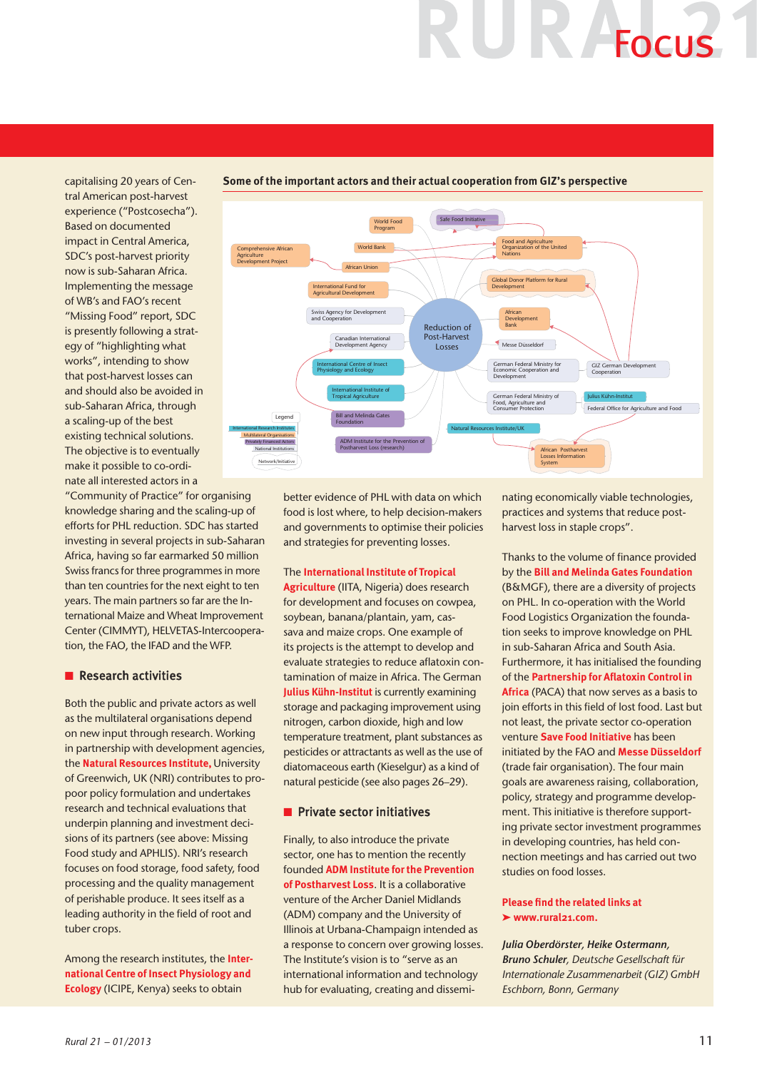capitalising 20 years of Central American post-harvest experience ("Postcosecha"). Based on documented impact in Central America, SDC's post-harvest priority now is sub-Saharan Africa. Implementing the message of WB's and FAO's recent "Missing Food" report, SDC is presently following a strategy of "highlighting what works", intending to show that post-harvest losses can and should also be avoided in sub-Saharan Africa, through a scaling-up of the best existing technical solutions. The objective is to eventually make it possible to co-ordinate all interested actors in a "Community of Practice" for organising knowledge sharing and the scaling-up of efforts for PHL reduction. SDC has started investing in several projects in sub-Saharan Africa, having so far earmarked 50 million Swiss francs for three programmes in more than ten countries for the next eight to ten years. The main partners so far are the International Maize and Wheat Improvement Center (CIMMYT), HELVETAS-Intercooperation, the FAO, the IFAD and the WFP.

**Some of the important actors and their actual cooperation from GIZ's perspective**

Reduction of Post-Harvest Losses

World Food Program
Safe Food Initiative
Food and Agriculture Organization of the United Nations
Comprehensive African Agriculture Development Project
World Bank
African Union
International Fund for Agricultural Development
Global Donor Platform for Rural Development
Swiss Agency for Development and Cooperation
African Development Bank
Canadian International Development Agency
Messe Düsseldorf
International Centre of Insect Physiology and Ecology
German Federal Ministry for Economic Cooperation and Development
GIZ German Development Cooperation
International Institute of Tropical Agriculture
German Federal Ministry of Food, Agriculture and Consumer Protection
Julius Kühn-Institut
Federal Office for Agriculture and Food
Bill and Melinda Gates Foundation
Natural Resources Institute/UK
ADM Institute for the Prevention of Postharvest Loss (research)
African Postharvest Losses Information System

Legend
International Research Institutes
Multilateral Organisations
Privately Financed Actors
National Institutions
Network/Initiative

## Research activities

Both the public and private actors as well as the multilateral organisations depend on new input through research. Working in partnership with development agencies, the **Natural Resources Institute,** University of Greenwich, UK (NRI) contributes to pro-poor policy formulation and undertakes research and technical evaluations that underpin planning and investment decisions of its partners (see above: Missing Food study and APHLIS). NRI's research focuses on food storage, food safety, food processing and the quality management of perishable produce. It sees itself as a leading authority in the field of root and tuber crops.

Among the research institutes, the **International Centre of Insect Physiology and Ecology** (ICIPE, Kenya) seeks to obtain better evidence of PHL with data on which food is lost where, to help decision-makers and governments to optimise their policies and strategies for preventing losses.

The **International Institute of Tropical Agriculture** (IITA, Nigeria) does research for development and focuses on cowpea, soybean, banana/plantain, yam, cassava and maize crops. One example of its projects is the attempt to develop and evaluate strategies to reduce aflatoxin contamination of maize in Africa. The German **Julius Kühn-Institut** is currently examining storage and packaging improvement using nitrogen, carbon dioxide, high and low temperature treatment, plant substances as pesticides or attractants as well as the use of diatomaceous earth (Kieselgur) as a kind of natural pesticide (see also pages 26–29).

## Private sector initiatives

Finally, to also introduce the private sector, one has to mention the recently founded **ADM Institute for the Prevention of Postharvest Loss**. It is a collaborative venture of the Archer Daniel Midlands (ADM) company and the University of Illinois at Urbana-Champaign intended as a response to concern over growing losses. The Institute's vision is to "serve as an international information and technology hub for evaluating, creating and disseminating economically viable technologies, practices and systems that reduce post-harvest loss in staple crops".

Thanks to the volume of finance provided by the **Bill and Melinda Gates Foundation** (B&MGF), there are a diversity of projects on PHL. In co-operation with the World Food Logistics Organization the foundation seeks to improve knowledge on PHL in sub-Saharan Africa and South Asia. Furthermore, it has initialised the founding of the **Partnership for Aflatoxin Control in Africa** (PACA) that now serves as a basis to join efforts in this field of lost food. Last but not least, the private sector co-operation venture **Save Food Initiative** has been initiated by the FAO and **Messe Düsseldorf** (trade fair organisation). The four main goals are awareness raising, collaboration, policy, strategy and programme development. This initiative is therefore supporting private sector investment programmes in developing countries, has held connection meetings and has carried out two studies on food losses.

**Please find the related links at ➤ www.rural21.com.**

***Julia Oberdörster, Heike Ostermann, Bruno Schuler****, Deutsche Gesellschaft für Internationale Zusammenarbeit (GIZ) GmbH Eschborn, Bonn, Germany*